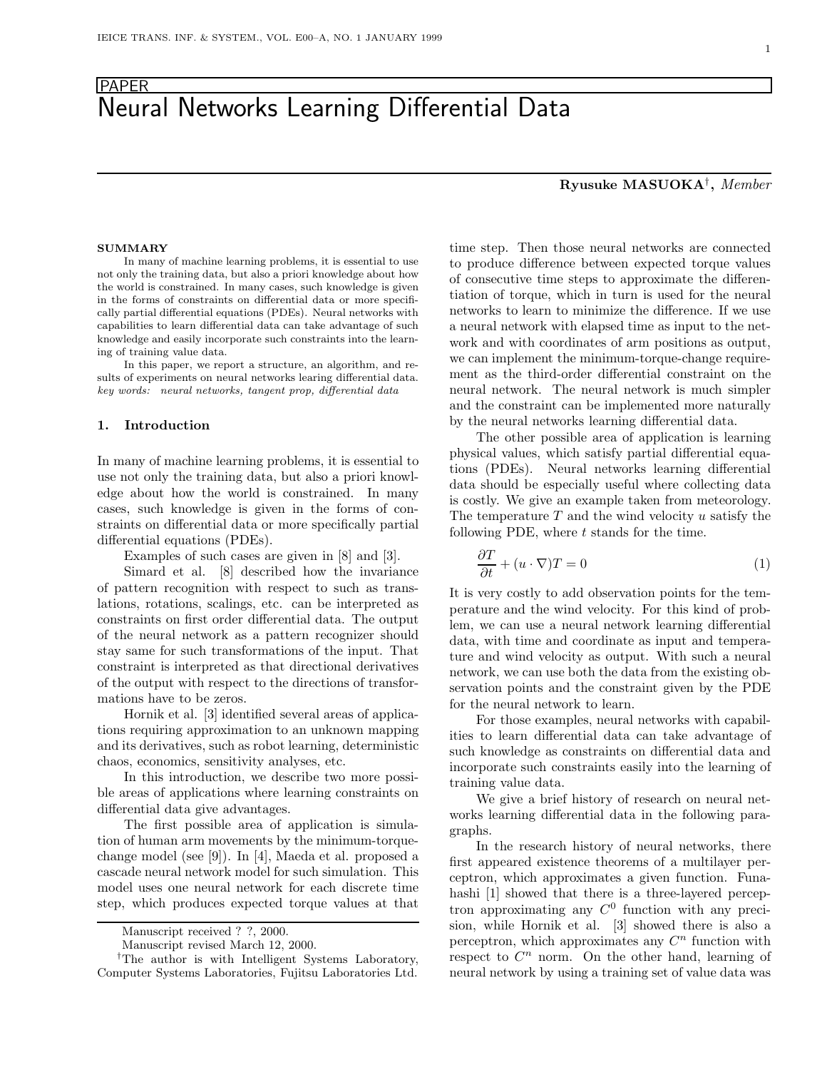PAPER

# Neural Networks Learning Differential Data

**Ryusuke MASUOKA**†, *Member*

**SUMMARY**

In many of machine learning problems, it is essential to use not only the training data, but also a priori knowledge about how the world is constrained. In many cases, such knowledge is given in the forms of constraints on differential data or more specifically partial differential equations (PDEs). Neural networks with capabilities to learn differential data can take advantage of such knowledge and easily incorporate such constraints into the learning of training value data.

In this paper, we report a structure, an algorithm, and results of experiments on neural networks learing differential data.

*key words: neural networks, tangent prop, differential data*

## 1. Introduction

In many of machine learning problems, it is essential to use not only the training data, but also a priori knowledge about how the world is constrained. In many cases, such knowledge is given in the forms of constraints on differential data or more specifically partial differential equations (PDEs).

Examples of such cases are given in [8] and [3].

Simard et al. [8] described how the invariance of pattern recognition with respect to such as translations, rotations, scalings, etc. can be interpreted as constraints on first order differential data. The output of the neural network as a pattern recognizer should stay same for such transformations of the input. That constraint is interpreted as that directional derivatives of the output with respect to the directions of transformations have to be zeros.

Hornik et al. [3] identified several areas of applications requiring approximation to an unknown mapping and its derivatives, such as robot learning, deterministic chaos, economics, sensitivity analyses, etc.

In this introduction, we describe two more possible areas of applications where learning constraints on differential data give advantages.

The first possible area of application is simulation of human arm movements by the minimum-torque-change model (see [9]). In [4], Maeda et al. proposed a cascade neural network model for such simulation. This model uses one neural network for each discrete time step, which produces expected torque values at that time step. Then those neural networks are connected to produce difference between expected torque values of consecutive time steps to approximate the differentiation of torque, which in turn is used for the neural networks to learn to minimize the difference. If we use a neural network with elapsed time as input to the network and with coordinates of arm positions as output, we can implement the minimum-torque-change requirement as the third-order differential constraint on the neural network. The neural network is much simpler and the constraint can be implemented more naturally by the neural networks learning differential data.

The other possible area of application is learning physical values, which satisfy partial differential equations (PDEs). Neural networks learning differential data should be especially useful where collecting data is costly. We give an example taken from meteorology. The temperature $T$ and the wind velocity $u$ satisfy the following PDE, where $t$ stands for the time.

$$\frac{\partial T}{\partial t} + (u \cdot \nabla)T = 0 \tag{1}$$

It is very costly to add observation points for the temperature and the wind velocity. For this kind of problem, we can use a neural network learning differential data, with time and coordinate as input and temperature and wind velocity as output. With such a neural network, we can use both the data from the existing observation points and the constraint given by the PDE for the neural network to learn.

For those examples, neural networks with capabilities to learn differential data can take advantage of such knowledge as constraints on differential data and incorporate such constraints easily into the learning of training value data.

We give a brief history of research on neural networks learning differential data in the following paragraphs.

In the research history of neural networks, there first appeared existence theorems of a multilayer perceptron, which approximates a given function. Funahashi [1] showed that there is a three-layered perceptron approximating any $C^0$ function with any precision, while Hornik et al. [3] showed there is also a perceptron, which approximates any $C^n$ function with respect to $C^n$ norm. On the other hand, learning of neural network by using a training set of value data was

Manuscript received ? ?, 2000.

Manuscript revised March 12, 2000.

†The author is with Intelligent Systems Laboratory, Computer Systems Laboratories, Fujitsu Laboratories Ltd.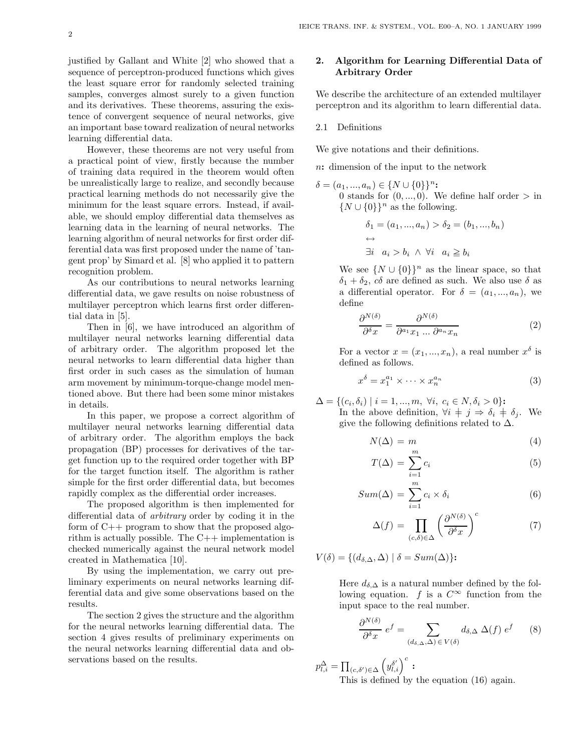justified by Gallant and White [2] who showed that a sequence of perceptron-produced functions which gives the least square error for randomly selected training samples, converges almost surely to a given function and its derivatives. These theorems, assuring the existence of convergent sequence of neural networks, give an important base toward realization of neural networks learning differential data.

However, these theorems are not very useful from a practical point of view, firstly because the number of training data required in the theorem would often be unrealistically large to realize, and secondly because practical learning methods do not necessarily give the minimum for the least square errors. Instead, if available, we should employ differential data themselves as learning data in the learning of neural networks. The learning algorithm of neural networks for first order differential data was first proposed under the name of 'tangent prop' by Simard et al. [8] who applied it to pattern recognition problem.

As our contributions to neural networks learning differential data, we gave results on noise robustness of multilayer perceptron which learns first order differential data in [5].

Then in [6], we have introduced an algorithm of multilayer neural networks learning differential data of arbitrary order. The algorithm proposed let the neural networks to learn differential data higher than first order in such cases as the simulation of human arm movement by minimum-torque-change model mentioned above. But there had been some minor mistakes in details.

In this paper, we propose a correct algorithm of multilayer neural networks learning differential data of arbitrary order. The algorithm employs the back propagation (BP) processes for derivatives of the target function up to the required order together with BP for the target function itself. The algorithm is rather simple for the first order differential data, but becomes rapidly complex as the differential order increases.

The proposed algorithm is then implemented for differential data of *arbitrary* order by coding it in the form of C++ program to show that the proposed algorithm is actually possible. The C++ implementation is checked numerically against the neural network model created in Mathematica [10].

By using the implementation, we carry out preliminary experiments on neural networks learning differential data and give some observations based on the results.

The section 2 gives the structure and the algorithm for the neural networks learning differential data. The section 4 gives results of preliminary experiments on the neural networks learning differential data and observations based on the results.

## 2. Algorithm for Learning Differential Data of Arbitrary Order

We describe the architecture of an extended multilayer perceptron and its algorithm to learn differential data.

### 2.1 Definitions

We give notations and their definitions.

**$n$:** dimension of the input to the network

**$\delta = (a_1, ..., a_n) \in \{N \cup \{0\}\}^n$:**
0 stands for $(0, ..., 0)$. We define half order $>$ in $\{N \cup \{0\}\}^n$ as the following.

$$\delta_1 = (a_1, ..., a_n) > \delta_2 = (b_1, ..., b_n)$$
$$\leftrightarrow$$
$$\exists i \quad a_i > b_i \ \wedge \ \forall i \quad a_i \geqq b_i$$

We see $\{N \cup \{0\}\}^n$ as the linear space, so that $\delta_1 + \delta_2$, $c\delta$ are defined as such. We also use $\delta$ as a differential operator. For $\delta = (a_1, ..., a_n)$, we define

$$\frac{\partial^{N(\delta)}}{\partial^{\delta} x} = \frac{\partial^{N(\delta)}}{\partial^{a_1} x_1 \ ... \ \partial^{a_n} x_n} \tag{2}$$

For a vector $x = (x_1, ..., x_n)$, a real number $x^{\delta}$ is defined as follows.

$$x^{\delta} = x_1^{a_1} \times \cdots \times x_n^{a_n} \tag{3}$$

**$\Delta = \{(c_i, \delta_i) \mid i = 1, ..., m, \ \forall i, \ c_i \in N, \delta_i > 0\}$:**
In the above definition, $\forall i \neq j \Rightarrow \delta_i \neq \delta_j$. We give the following definitions related to $\Delta$.

$$N(\Delta) = m \tag{4}$$

$$T(\Delta) = \sum_{i=1}^{m} c_i \tag{5}$$

$$Sum(\Delta) = \sum_{i=1}^{m} c_i \times \delta_i \tag{6}$$

$$\Delta(f) = \prod_{(c,\delta) \in \Delta} \left( \frac{\partial^{N(\delta)}}{\partial^{\delta} x} \right)^{c} \tag{7}$$

**$V(\delta) = \{(d_{\delta,\Delta}, \Delta) \mid \delta = Sum(\Delta)\}$:**

Here $d_{\delta,\Delta}$ is a natural number defined by the following equation. $f$ is a $C^{\infty}$ function from the input space to the real number.

$$\frac{\partial^{N(\delta)}}{\partial^{\delta} x} \, e^{f} = \sum_{(d_{\delta,\Delta}, \Delta) \, \in \, V(\delta)} d_{\delta,\Delta} \, \Delta(f) \, e^{f} \tag{8}$$

**$p_{l,i}^{\Delta} = \prod_{(c,\delta') \in \Delta} \left( y_{l,i}^{\delta'} \right)^{c}$:**
This is defined by the equation (16) again.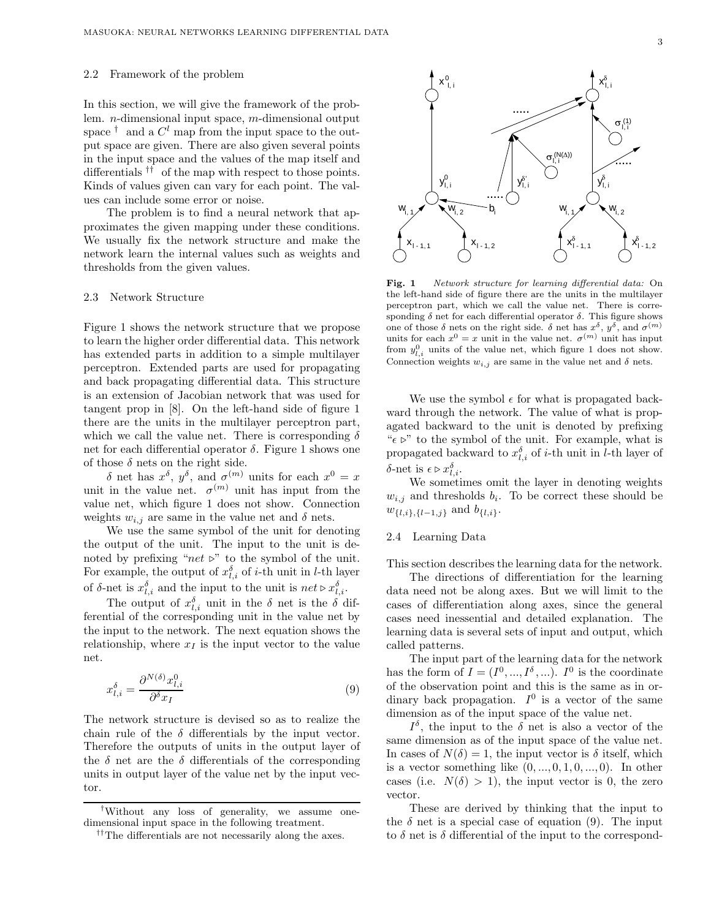### 2.2 Framework of the problem

In this section, we will give the framework of the problem. $n$-dimensional input space, $m$-dimensional output space † and a $C^l$ map from the input space to the output space are given. There are also given several points in the input space and the values of the map itself and differentials †† of the map with respect to those points. Kinds of values given can vary for each point. The values can include some error or noise.

The problem is to find a neural network that approximates the given mapping under these conditions. We usually fix the network structure and make the network learn the internal values such as weights and thresholds from the given values.

### 2.3 Network Structure

Figure 1 shows the network structure that we propose to learn the higher order differential data. This network has extended parts in addition to a simple multilayer perceptron. Extended parts are used for propagating and back propagating differential data. This structure is an extension of Jacobian network that was used for tangent prop in [8]. On the left-hand side of figure 1 there are the units in the multilayer perceptron part, which we call the value net. There is corresponding $\delta$ net for each differential operator $\delta$. Figure 1 shows one of those $\delta$ nets on the right side.

$\delta$ net has $x^\delta$, $y^\delta$, and $\sigma^{(m)}$ units for each $x^0 = x$ unit in the value net. $\sigma^{(m)}$ unit has input from the value net, which figure 1 does not show. Connection weights $w_{i,j}$ are same in the value net and $\delta$ nets.

We use the same symbol of the unit for denoting the output of the unit. The input to the unit is denoted by prefixing "$net \triangleright$" to the symbol of the unit. For example, the output of $x^\delta_{l,i}$ of $i$-th unit in $l$-th layer of $\delta$-net is $x^\delta_{l,i}$ and the input to the unit is $net \triangleright x^\delta_{l,i}$.

The output of $x^\delta_{l,i}$ unit in the $\delta$ net is the $\delta$ differential of the corresponding unit in the value net by the input to the network. The next equation shows the relationship, where $x_I$ is the input vector to the value net.

$$x^\delta_{l,i} = \frac{\partial^{N(\delta)} x^0_{l,i}}{\partial^\delta x_I} \tag{9}$$

The network structure is devised so as to realize the chain rule of the $\delta$ differentials by the input vector. Therefore the outputs of units in the output layer of the $\delta$ net are the $\delta$ differentials of the corresponding units in output layer of the value net by the input vector.

Fig. 1 *Network structure for learning differential data:* On the left-hand side of figure there are the units in the multilayer perceptron part, which we call the value net. There is corresponding $\delta$ net for each differential operator $\delta$. This figure shows one of those $\delta$ nets on the right side. $\delta$ net has $x^\delta$, $y^\delta$, and $\sigma^{(m)}$ units for each $x^0 = x$ unit in the value net. $\sigma^{(m)}$ unit has input from $y^0_{l,i}$ units of the value net, which figure 1 does not show. Connection weights $w_{i,j}$ are same in the value net and $\delta$ nets.

We use the symbol $\epsilon$ for what is propagated backward through the network. The value of what is propagated backward to the unit is denoted by prefixing "$\epsilon \triangleright$" to the symbol of the unit. For example, what is propagated backward to $x^\delta_{l,i}$ of $i$-th unit in $l$-th layer of $\delta$-net is $\epsilon \triangleright x^\delta_{l,i}$.

We sometimes omit the layer in denoting weights $w_{i,j}$ and thresholds $b_i$. To be correct these should be $w_{\{l,i\},\{l-1,j\}}$ and $b_{\{l,i\}}$.

### 2.4 Learning Data

This section describes the learning data for the network.

The directions of differentiation for the learning data need not be along axes. But we will limit to the cases of differentiation along axes, since the general cases need inessential and detailed explanation. The learning data is several sets of input and output, which called patterns.

The input part of the learning data for the network has the form of $I = (I^0, ..., I^\delta, ...)$. $I^0$ is the coordinate of the observation point and this is the same as in ordinary back propagation. $I^0$ is a vector of the same dimension as of the input space of the value net.

$I^\delta$, the input to the $\delta$ net is also a vector of the same dimension as of the input space of the value net. In cases of $N(\delta) = 1$, the input vector is $\delta$ itself, which is a vector something like $(0, ..., 0, 1, 0, ..., 0)$. In other cases (i.e. $N(\delta) > 1$), the input vector is 0, the zero vector.

These are derived by thinking that the input to the $\delta$ net is a special case of equation (9). The input to $\delta$ net is $\delta$ differential of the input to the correspond-

†Without any loss of generality, we assume one-dimensional input space in the following treatment.

††The differentials are not necessarily along the axes.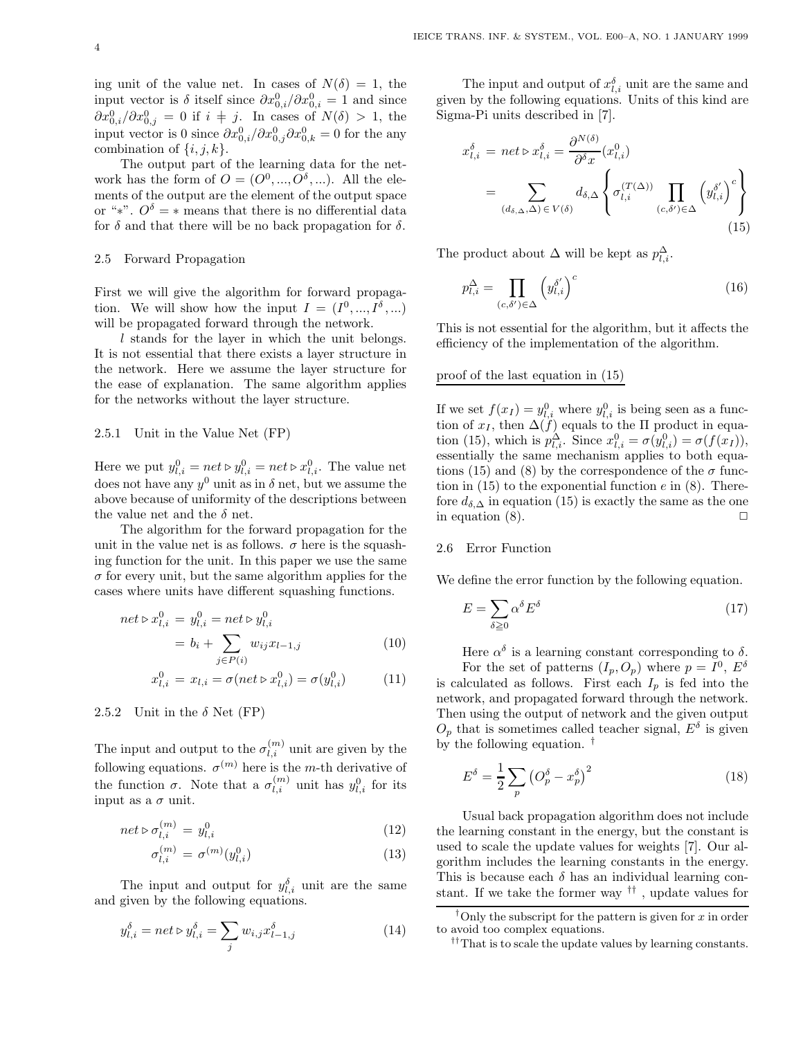ing unit of the value net. In cases of $N(\delta) = 1$, the input vector is $\delta$ itself since $\partial x^0_{0,i}/\partial x^0_{0,i} = 1$ and since $\partial x^0_{0,i}/\partial x^0_{0,j} = 0$ if $i \neq j$. In cases of $N(\delta) > 1$, the input vector is 0 since $\partial x^0_{0,i}/\partial x^0_{0,j}\partial x^0_{0,k} = 0$ for the any combination of $\{i, j, k\}$.

The output part of the learning data for the network has the form of $O = (O^0, ..., O^\delta, ...)$. All the elements of the output are the element of the output space or "$*$". $O^\delta = *$ means that there is no differential data for $\delta$ and that there will be no back propagation for $\delta$.

### 2.5 Forward Propagation

First we will give the algorithm for forward propagation. We will show how the input $I = (I^0, ..., I^\delta, ...)$ will be propagated forward through the network.

$l$ stands for the layer in which the unit belongs. It is not essential that there exists a layer structure in the network. Here we assume the layer structure for the ease of explanation. The same algorithm applies for the networks without the layer structure.

#### 2.5.1 Unit in the Value Net (FP)

Here we put $y^0_{l,i} = net \triangleright y^0_{l,i} = net \triangleright x^0_{l,i}$. The value net does not have any $y^0$ unit as in $\delta$ net, but we assume the above because of uniformity of the descriptions between the value net and the $\delta$ net.

The algorithm for the forward propagation for the unit in the value net is as follows. $\sigma$ here is the squashing function for the unit. In this paper we use the same $\sigma$ for every unit, but the same algorithm applies for the cases where units have different squashing functions.

$$net \triangleright x^0_{l,i} = y^0_{l,i} = net \triangleright y^0_{l,i} = b_i + \sum_{j \in P(i)} w_{ij} x_{l-1,j} \tag{10}$$

$$x^0_{l,i} = x_{l,i} = \sigma(net \triangleright x^0_{l,i}) = \sigma(y^0_{l,i}) \tag{11}$$

#### 2.5.2 Unit in the $\delta$ Net (FP)

The input and output to the $\sigma^{(m)}_{l,i}$ unit are given by the following equations. $\sigma^{(m)}$ here is the $m$-th derivative of the function $\sigma$. Note that a $\sigma^{(m)}_{l,i}$ unit has $y^0_{l,i}$ for its input as a $\sigma$ unit.

$$net \triangleright \sigma^{(m)}_{l,i} = y^0_{l,i} \tag{12}$$

$$\sigma^{(m)}_{l,i} = \sigma^{(m)}(y^0_{l,i}) \tag{13}$$

The input and output for $y^\delta_{l,i}$ unit are the same and given by the following equations.

$$y^\delta_{l,i} = net \triangleright y^\delta_{l,i} = \sum_j w_{i,j} x^\delta_{l-1,j} \tag{14}$$

The input and output of $x^\delta_{l,i}$ unit are the same and given by the following equations. Units of this kind are Sigma-Pi units described in [7].

$$x^\delta_{l,i} = net \triangleright x^\delta_{l,i} = \frac{\partial^{N(\delta)}}{\partial^\delta x}(x^0_{l,i}) = \sum_{(d_{\delta,\Delta},\Delta) \in V(\delta)} d_{\delta,\Delta} \left\{ \sigma^{(T(\Delta))}_{l,i} \prod_{(c,\delta') \in \Delta} \left(y^{\delta'}_{l,i}\right)^c \right\} \tag{15}$$

The product about $\Delta$ will be kept as $p^\Delta_{l,i}$.

$$p^\Delta_{l,i} = \prod_{(c,\delta') \in \Delta} \left(y^{\delta'}_{l,i}\right)^c \tag{16}$$

This is not essential for the algorithm, but it affects the efficiency of the implementation of the algorithm.

<u>proof of the last equation in (15)</u>

If we set $f(x_I) = y^0_{l,i}$ where $y^0_{l,i}$ is being seen as a function of $x_I$, then $\Delta(f)$ equals to the $\Pi$ product in equation (15), which is $p^\Delta_{l,i}$. Since $x^0_{l,i} = \sigma(y^0_{l,i}) = \sigma(f(x_I))$, essentially the same mechanism applies to both equations (15) and (8) by the correspondence of the $\sigma$ function in (15) to the exponential function $e$ in (8). Therefore $d_{\delta,\Delta}$ in equation (15) is exactly the same as the one in equation (8). □

### 2.6 Error Function

We define the error function by the following equation.

$$E = \sum_{\delta \geqq 0} \alpha^\delta E^\delta \tag{17}$$

Here $\alpha^\delta$ is a learning constant corresponding to $\delta$.

For the set of patterns $(I_p, O_p)$ where $p = I^0$, $E^\delta$ is calculated as follows. First each $I_p$ is fed into the network, and propagated forward through the network. Then using the output of network and the given output $O_p$ that is sometimes called teacher signal, $E^\delta$ is given by the following equation. †

$$E^\delta = \frac{1}{2} \sum_p \left(O^\delta_p - x^\delta_p\right)^2 \tag{18}$$

Usual back propagation algorithm does not include the learning constant in the energy, but the constant is used to scale the update values for weights [7]. Our algorithm includes the learning constants in the energy. This is because each $\delta$ has an individual learning constant. If we take the former way ††, update values for

† Only the subscript for the pattern is given for $x$ in order to avoid too complex equations.

†† That is to scale the update values by learning constants.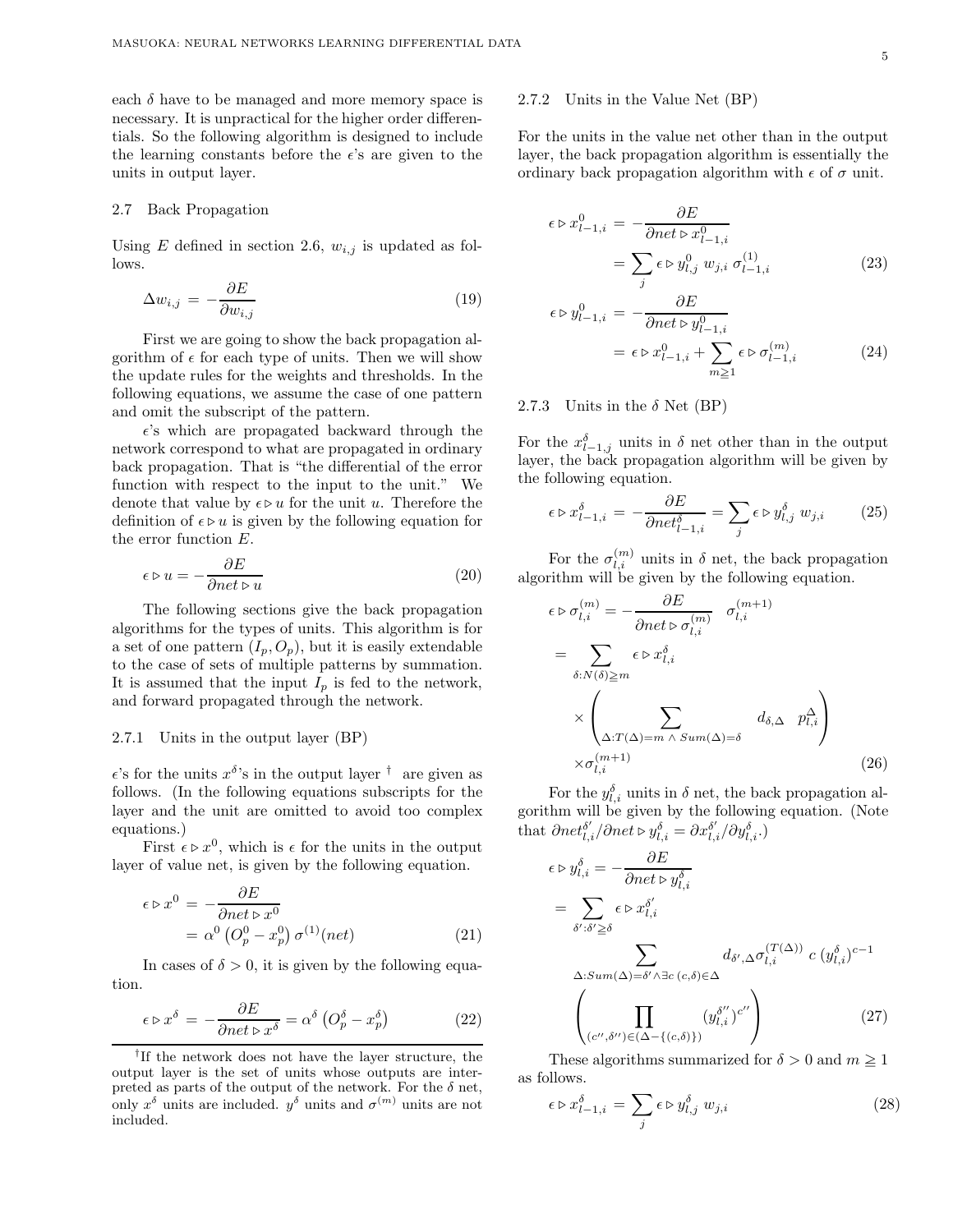each $\delta$ have to be managed and more memory space is necessary. It is unpractical for the higher order differentials. So the following algorithm is designed to include the learning constants before the $\epsilon$'s are given to the units in output layer.

### 2.7 Back Propagation

Using $E$ defined in section 2.6, $w_{i,j}$ is updated as follows.

$$\Delta w_{i,j} = -\frac{\partial E}{\partial w_{i,j}} \tag{19}$$

First we are going to show the back propagation algorithm of $\epsilon$ for each type of units. Then we will show the update rules for the weights and thresholds. In the following equations, we assume the case of one pattern and omit the subscript of the pattern.

$\epsilon$'s which are propagated backward through the network correspond to what are propagated in ordinary back propagation. That is "the differential of the error function with respect to the input to the unit." We denote that value by $\epsilon \triangleright u$ for the unit $u$. Therefore the definition of $\epsilon \triangleright u$ is given by the following equation for the error function $E$.

$$\epsilon \triangleright u = -\frac{\partial E}{\partial net \triangleright u} \tag{20}$$

The following sections give the back propagation algorithms for the types of units. This algorithm is for a set of one pattern $(I_p, O_p)$, but it is easily extendable to the case of sets of multiple patterns by summation. It is assumed that the input $I_p$ is fed to the network, and forward propagated through the network.

#### 2.7.1 Units in the output layer (BP)

$\epsilon$'s for the units $x^\delta$'s in the output layer [†] are given as follows. (In the following equations subscripts for the layer and the unit are omitted to avoid too complex equations.)

First $\epsilon \triangleright x^0$, which is $\epsilon$ for the units in the output layer of value net, is given by the following equation.

$$\begin{aligned}\epsilon \triangleright x^0 &= -\frac{\partial E}{\partial net \triangleright x^0} \\ &= \alpha^0 \left(O_p^0 - x_p^0\right) \sigma^{(1)}(net)\end{aligned} \tag{21}$$

In cases of $\delta > 0$, it is given by the following equation.

$$\epsilon \triangleright x^\delta = -\frac{\partial E}{\partial net \triangleright x^\delta} = \alpha^\delta \left(O_p^\delta - x_p^\delta\right) \tag{22}$$

[†] If the network does not have the layer structure, the output layer is the set of units whose outputs are interpreted as parts of the output of the network. For the $\delta$ net, only $x^\delta$ units are included. $y^\delta$ units and $\sigma^{(m)}$ units are not included.

#### 2.7.2 Units in the Value Net (BP)

For the units in the value net other than in the output layer, the back propagation algorithm is essentially the ordinary back propagation algorithm with $\epsilon$ of $\sigma$ unit.

$$\begin{aligned}\epsilon \triangleright x_{l-1,i}^0 &= -\frac{\partial E}{\partial net \triangleright x_{l-1,i}^0} \\ &= \sum_j \epsilon \triangleright y_{l,j}^0 \, w_{j,i} \, \sigma_{l-1,i}^{(1)}\end{aligned} \tag{23}$$

$$\begin{aligned}\epsilon \triangleright y_{l-1,i}^0 &= -\frac{\partial E}{\partial net \triangleright y_{l-1,i}^0} \\ &= \epsilon \triangleright x_{l-1,i}^0 + \sum_{m \geqq 1} \epsilon \triangleright \sigma_{l-1,i}^{(m)}\end{aligned} \tag{24}$$

#### 2.7.3 Units in the $\delta$ Net (BP)

For the $x_{l-1,j}^\delta$ units in $\delta$ net other than in the output layer, the back propagation algorithm will be given by the following equation.

$$\epsilon \triangleright x_{l-1,i}^\delta = -\frac{\partial E}{\partial net_{l-1,i}^\delta} = \sum_j \epsilon \triangleright y_{l,j}^\delta \, w_{j,i} \tag{25}$$

For the $\sigma_{l,i}^{(m)}$ units in $\delta$ net, the back propagation algorithm will be given by the following equation.

$$\begin{aligned}\epsilon \triangleright \sigma_{l,i}^{(m)} &= -\frac{\partial E}{\partial net \triangleright \sigma_{l,i}^{(m)}} \quad \sigma_{l,i}^{(m+1)} \\ &= \sum_{\delta : N(\delta) \geqq m} \epsilon \triangleright x_{l,i}^\delta \\ &\quad \times \left( \sum_{\Delta : T(\Delta) = m \,\wedge\, Sum(\Delta) = \delta} d_{\delta,\Delta} \quad p_{l,i}^\Delta \right) \\ &\quad \times \sigma_{l,i}^{(m+1)}\end{aligned} \tag{26}$$

For the $y_{l,i}^\delta$ units in $\delta$ net, the back propagation algorithm will be given by the following equation. (Note that $\partial net_{l,i}^{\delta'} / \partial net \triangleright y_{l,i}^\delta = \partial x_{l,i}^{\delta'} / \partial y_{l,i}^\delta$.)

$$\begin{aligned}\epsilon \triangleright y_{l,i}^\delta &= -\frac{\partial E}{\partial net \triangleright y_{l,i}^\delta} \\ &= \sum_{\delta' : \delta' \geqq \delta} \epsilon \triangleright x_{l,i}^{\delta'} \\ &\quad \sum_{\Delta : Sum(\Delta) = \delta' \wedge \exists c \, (c,\delta) \in \Delta} d_{\delta',\Delta} \sigma_{l,i}^{(T(\Delta))} \; c \, (y_{l,i}^\delta)^{c-1} \\ &\quad \left( \prod_{(c'',\delta'') \in (\Delta - \{(c,\delta)\})} (y_{l,i}^{\delta''})^{c''} \right)\end{aligned} \tag{27}$$

These algorithms summarized for $\delta > 0$ and $m \geqq 1$ as follows.

$$\epsilon \triangleright x_{l-1,i}^\delta = \sum_j \epsilon \triangleright y_{l,j}^\delta \, w_{j,i} \tag{28}$$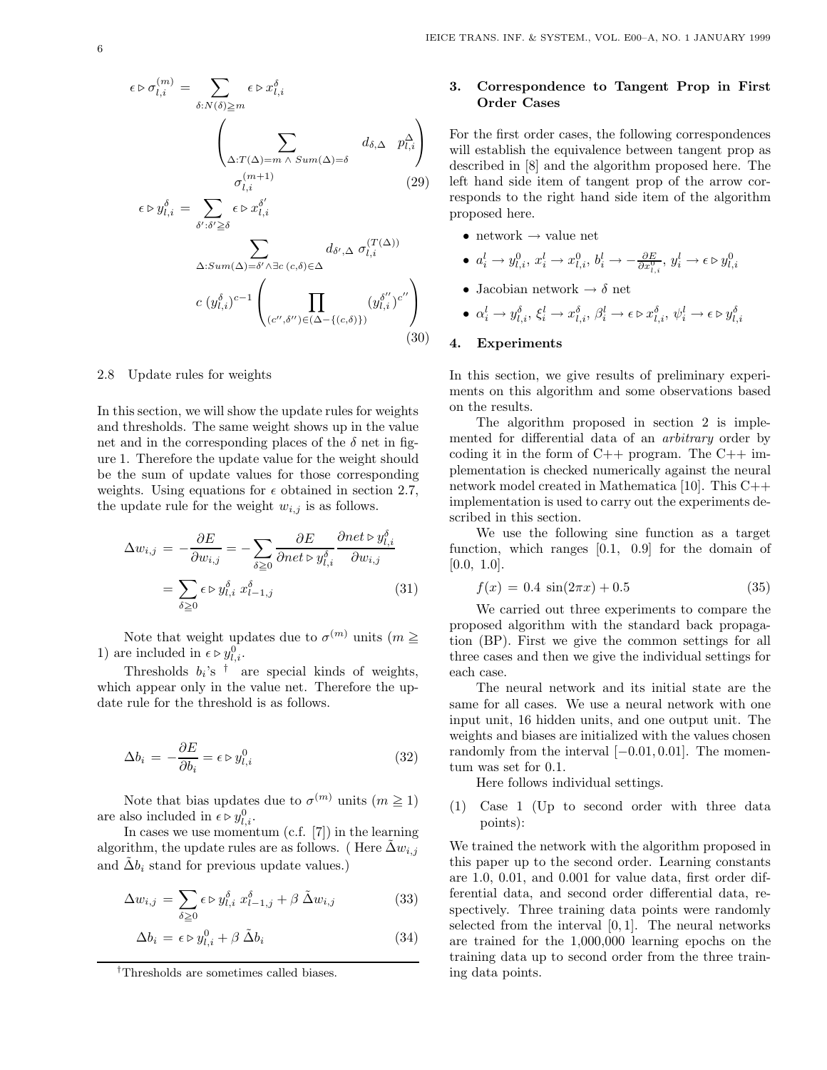$$\epsilon \triangleright \sigma_{l,i}^{(m)} = \sum_{\delta : N(\delta) \geqq m} \epsilon \triangleright x_{l,i}^{\delta} \left( \sum_{\Delta : T(\Delta)=m \, \wedge \, Sum(\Delta)=\delta} d_{\delta,\Delta} \quad p_{l,i}^{\Delta} \right) \sigma_{l,i}^{(m+1)} \tag{29}$$

$$\epsilon \triangleright y_{l,i}^{\delta} = \sum_{\delta' : \delta' \geqq \delta} \epsilon \triangleright x_{l,i}^{\delta'} \sum_{\Delta : Sum(\Delta)=\delta' \wedge \exists c \, (c,\delta) \in \Delta} d_{\delta',\Delta} \; \sigma_{l,i}^{(T(\Delta))} \; c \, (y_{l,i}^{\delta})^{c-1} \left( \prod_{(c'',\delta'') \in (\Delta - \{(c,\delta)\})} (y_{l,i}^{\delta''})^{c''} \right) \tag{30}$$

### 2.8 Update rules for weights

In this section, we will show the update rules for weights and thresholds. The same weight shows up in the value net and in the corresponding places of the $\delta$ net in figure 1. Therefore the update value for the weight should be the sum of update values for those corresponding weights. Using equations for $\epsilon$ obtained in section 2.7, the update rule for the weight $w_{i,j}$ is as follows.

$$\Delta w_{i,j} = -\frac{\partial E}{\partial w_{i,j}} = -\sum_{\delta \geqq 0} \frac{\partial E}{\partial net \triangleright y_{l,i}^{\delta}} \frac{\partial net \triangleright y_{l,i}^{\delta}}{\partial w_{i,j}}$$
$$= \sum_{\delta \geqq 0} \epsilon \triangleright y_{l,i}^{\delta} \; x_{l-1,j}^{\delta} \tag{31}$$

Note that weight updates due to $\sigma^{(m)}$ units ($m \geqq 1$) are included in $\epsilon \triangleright y_{l,i}^{0}$.

Thresholds $b_i$'s [†] are special kinds of weights, which appear only in the value net. Therefore the update rule for the threshold is as follows.

$$\Delta b_i = -\frac{\partial E}{\partial b_i} = \epsilon \triangleright y_{l,i}^{0} \tag{32}$$

Note that bias updates due to $\sigma^{(m)}$ units ($m \geqq 1$) are also included in $\epsilon \triangleright y_{l,i}^{0}$.

In cases we use momentum (c.f. [7]) in the learning algorithm, the update rules are as follows. ( Here $\tilde{\Delta} w_{i,j}$ and $\tilde{\Delta} b_i$ stand for previous update values.)

$$\Delta w_{i,j} = \sum_{\delta \geqq 0} \epsilon \triangleright y_{l,i}^{\delta} \; x_{l-1,j}^{\delta} + \beta \; \tilde{\Delta} w_{i,j} \tag{33}$$

$$\Delta b_i = \epsilon \triangleright y_{l,i}^{0} + \beta \; \tilde{\Delta} b_i \tag{34}$$

[†] Thresholds are sometimes called biases.

## 3. Correspondence to Tangent Prop in First Order Cases

For the first order cases, the following correspondences will establish the equivalence between tangent prop as described in [8] and the algorithm proposed here. The left hand side item of tangent prop of the arrow corresponds to the right hand side item of the algorithm proposed here.

- network $\rightarrow$ value net
- $a_i^l \rightarrow y_{l,i}^0$, $x_i^l \rightarrow x_{l,i}^0$, $b_i^l \rightarrow -\frac{\partial E}{\partial x_{l,i}^0}$, $y_i^l \rightarrow \epsilon \triangleright y_{l,i}^0$
- Jacobian network $\rightarrow$ $\delta$ net
- $\alpha_i^l \rightarrow y_{l,i}^{\delta}$, $\xi_i^l \rightarrow x_{l,i}^{\delta}$, $\beta_i^l \rightarrow \epsilon \triangleright x_{l,i}^{\delta}$, $\psi_i^l \rightarrow \epsilon \triangleright y_{l,i}^{\delta}$

## 4. Experiments

In this section, we give results of preliminary experiments on this algorithm and some observations based on the results.

The algorithm proposed in section 2 is implemented for differential data of an *arbitrary* order by coding it in the form of C++ program. The C++ implementation is checked numerically against the neural network model created in Mathematica [10]. This C++ implementation is used to carry out the experiments described in this section.

We use the following sine function as a target function, which ranges [0.1, 0.9] for the domain of [0.0, 1.0].

$$f(x) = 0.4 \, \sin(2\pi x) + 0.5 \tag{35}$$

We carried out three experiments to compare the proposed algorithm with the standard back propagation (BP). First we give the common settings for all three cases and then we give the individual settings for each case.

The neural network and its initial state are the same for all cases. We use a neural network with one input unit, 16 hidden units, and one output unit. The weights and biases are initialized with the values chosen randomly from the interval $[-0.01, 0.01]$. The momentum was set for 0.1.

Here follows individual settings.

(1) Case 1 (Up to second order with three data points):

We trained the network with the algorithm proposed in this paper up to the second order. Learning constants are 1.0, 0.01, and 0.001 for value data, first order differential data, and second order differential data, respectively. Three training data points were randomly selected from the interval $[0, 1]$. The neural networks are trained for the 1,000,000 learning epochs on the training data up to second order from the three training data points.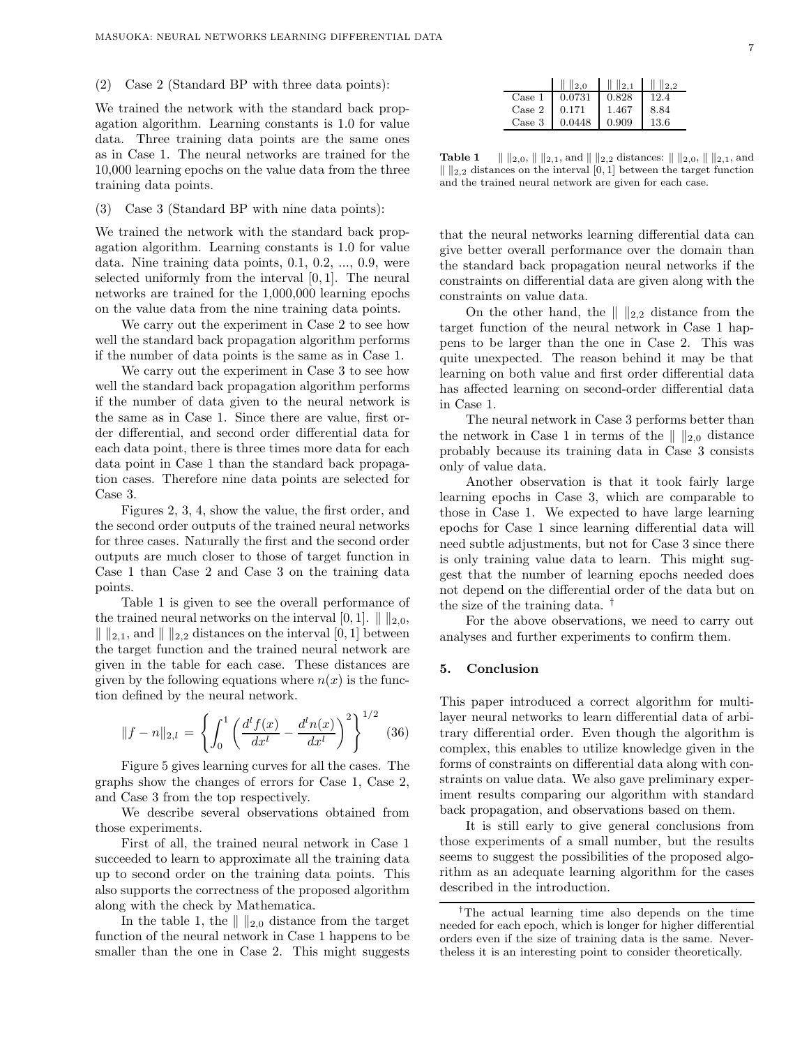(2) Case 2 (Standard BP with three data points):

We trained the network with the standard back propagation algorithm. Learning constants is 1.0 for value data. Three training data points are the same ones as in Case 1. The neural networks are trained for the 10,000 learning epochs on the value data from the three training data points.

(3) Case 3 (Standard BP with nine data points):

We trained the network with the standard back propagation algorithm. Learning constants is 1.0 for value data. Nine training data points, 0.1, 0.2, ..., 0.9, were selected uniformly from the interval $[0, 1]$. The neural networks are trained for the 1,000,000 learning epochs on the value data from the nine training data points.

We carry out the experiment in Case 2 to see how well the standard back propagation algorithm performs if the number of data points is the same as in Case 1.

We carry out the experiment in Case 3 to see how well the standard back propagation algorithm performs if the number of data given to the neural network is the same as in Case 1. Since there are value, first order differential, and second order differential data for each data point, there is three times more data for each data point in Case 1 than the standard back propagation cases. Therefore nine data points are selected for Case 3.

Figures 2, 3, 4, show the value, the first order, and the second order outputs of the trained neural networks for three cases. Naturally the first and the second order outputs are much closer to those of target function in Case 1 than Case 2 and Case 3 on the training data points.

Table 1 is given to see the overall performance of the trained neural networks on the interval $[0, 1]$. $\| \ \|_{2,0}$, $\| \ \|_{2,1}$, and $\| \ \|_{2,2}$ distances on the interval $[0, 1]$ between the target function and the trained neural network are given in the table for each case. These distances are given by the following equations where $n(x)$ is the function defined by the neural network.

$$\|f - n\|_{2,l} = \left\{ \int_0^1 \left( \frac{d^l f(x)}{dx^l} - \frac{d^l n(x)}{dx^l} \right)^2 \right\}^{1/2} \quad (36)$$

Figure 5 gives learning curves for all the cases. The graphs show the changes of errors for Case 1, Case 2, and Case 3 from the top respectively.

We describe several observations obtained from those experiments.

First of all, the trained neural network in Case 1 succeeded to learn to approximate all the training data up to second order on the training data points. This also supports the correctness of the proposed algorithm along with the check by Mathematica.

In the table 1, the $\| \ \|_{2,0}$ distance from the target function of the neural network in Case 1 happens to be smaller than the one in Case 2. This might suggests that the neural networks learning differential data can give better overall performance over the domain than the standard back propagation neural networks if the constraints on differential data are given along with the constraints on value data.

|  | $\| \ \|_{2,0}$ | $\| \ \|_{2,1}$ | $\| \ \|_{2,2}$ |
|---|---|---|---|
| Case 1 | 0.0731 | 0.828 | 12.4 |
| Case 2 | 0.171 | 1.467 | 8.84 |
| Case 3 | 0.0448 | 0.909 | 13.6 |

**Table 1** $\| \ \|_{2,0}$, $\| \ \|_{2,1}$, and $\| \ \|_{2,2}$ distances: $\| \ \|_{2,0}$, $\| \ \|_{2,1}$, and $\| \ \|_{2,2}$ distances on the interval $[0, 1]$ between the target function and the trained neural network are given for each case.

On the other hand, the $\| \ \|_{2,2}$ distance from the target function of the neural network in Case 1 happens to be larger than the one in Case 2. This was quite unexpected. The reason behind it may be that learning on both value and first order differential data has affected learning on second-order differential data in Case 1.

The neural network in Case 3 performs better than the network in Case 1 in terms of the $\| \ \|_{2,0}$ distance probably because its training data in Case 3 consists only of value data.

Another observation is that it took fairly large learning epochs in Case 3, which are comparable to those in Case 1. We expected to have large learning epochs for Case 1 since learning differential data will need subtle adjustments, but not for Case 3 since there is only training value data to learn. This might suggest that the number of learning epochs needed does not depend on the differential order of the data but on the size of the training data. †

For the above observations, we need to carry out analyses and further experiments to confirm them.

## 5. Conclusion

This paper introduced a correct algorithm for multilayer neural networks to learn differential data of arbitrary differential order. Even though the algorithm is complex, this enables to utilize knowledge given in the forms of constraints on differential data along with constraints on value data. We also gave preliminary experiment results comparing our algorithm with standard back propagation, and observations based on them.

It is still early to give general conclusions from those experiments of a small number, but the results seems to suggest the possibilities of the proposed algorithm as an adequate learning algorithm for the cases described in the introduction.

†The actual learning time also depends on the time needed for each epoch, which is longer for higher differential orders even if the size of training data is the same. Nevertheless it is an interesting point to consider theoretically.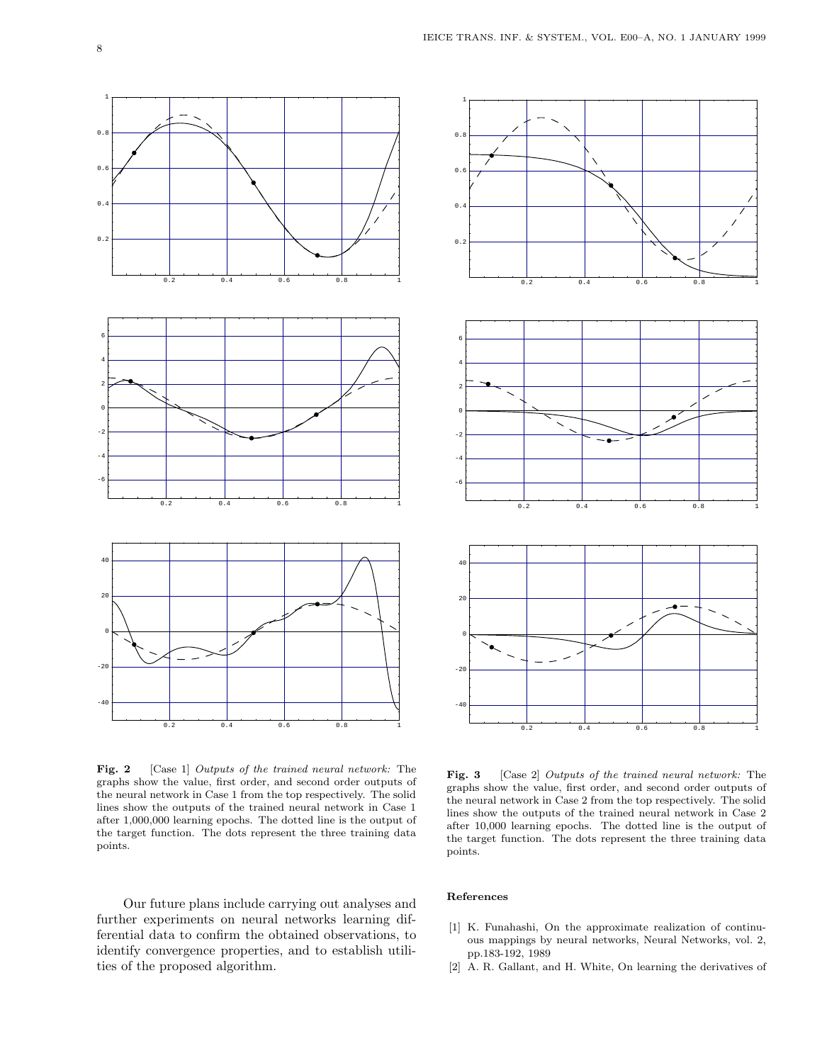**Fig. 2** [Case 1] *Outputs of the trained neural network:* The graphs show the value, first order, and second order outputs of the neural network in Case 1 from the top respectively. The solid lines show the outputs of the trained neural network in Case 1 after 1,000,000 learning epochs. The dotted line is the output of the target function. The dots represent the three training data points.

**Fig. 3** [Case 2] *Outputs of the trained neural network:* The graphs show the value, first order, and second order outputs of the neural network in Case 2 from the top respectively. The solid lines show the outputs of the trained neural network in Case 2 after 10,000 learning epochs. The dotted line is the output of the target function. The dots represent the three training data points.

Our future plans include carrying out analyses and further experiments on neural networks learning differential data to confirm the obtained observations, to identify convergence properties, and to establish utilities of the proposed algorithm.

### References

[1] K. Funahashi, On the approximate realization of continuous mappings by neural networks, Neural Networks, vol. 2, pp.183-192, 1989

[2] A. R. Gallant, and H. White, On learning the derivatives of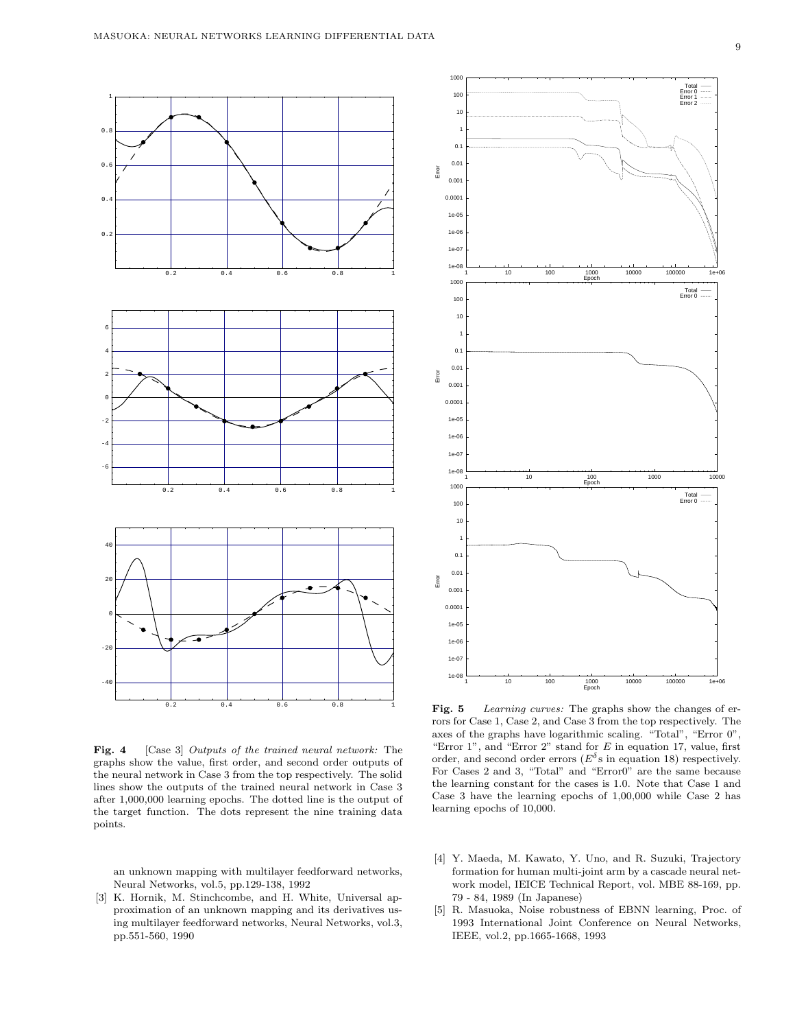**Fig. 4** [Case 3] *Outputs of the trained neural network:* The graphs show the value, first order, and second order outputs of the neural network in Case 3 from the top respectively. The solid lines show the outputs of the trained neural network in Case 3 after 1,000,000 learning epochs. The dotted line is the output of the target function. The dots represent the nine training data points.

**Fig. 5** *Learning curves:* The graphs show the changes of errors for Case 1, Case 2, and Case 3 from the top respectively. The axes of the graphs have logarithmic scaling. "Total", "Error 0", "Error 1", and "Error 2" stand for $E$ in equation 17, value, first order, and second order errors ($E^{\delta}$s in equation 18) respectively. For Cases 2 and 3, "Total" and "Error0" are the same because the learning constant for the cases is 1.0. Note that Case 1 and Case 3 have the learning epochs of 1,00,000 while Case 2 has learning epochs of 10,000.

an unknown mapping with multilayer feedforward networks, Neural Networks, vol.5, pp.129-138, 1992

[3] K. Hornik, M. Stinchcombe, and H. White, Universal approximation of an unknown mapping and its derivatives using multilayer feedforward networks, Neural Networks, vol.3, pp.551-560, 1990

[4] Y. Maeda, M. Kawato, Y. Uno, and R. Suzuki, Trajectory formation for human multi-joint arm by a cascade neural network model, IEICE Technical Report, vol. MBE 88-169, pp. 79 - 84, 1989 (In Japanese)

[5] R. Masuoka, Noise robustness of EBNN learning, Proc. of 1993 International Joint Conference on Neural Networks, IEEE, vol.2, pp.1665-1668, 1993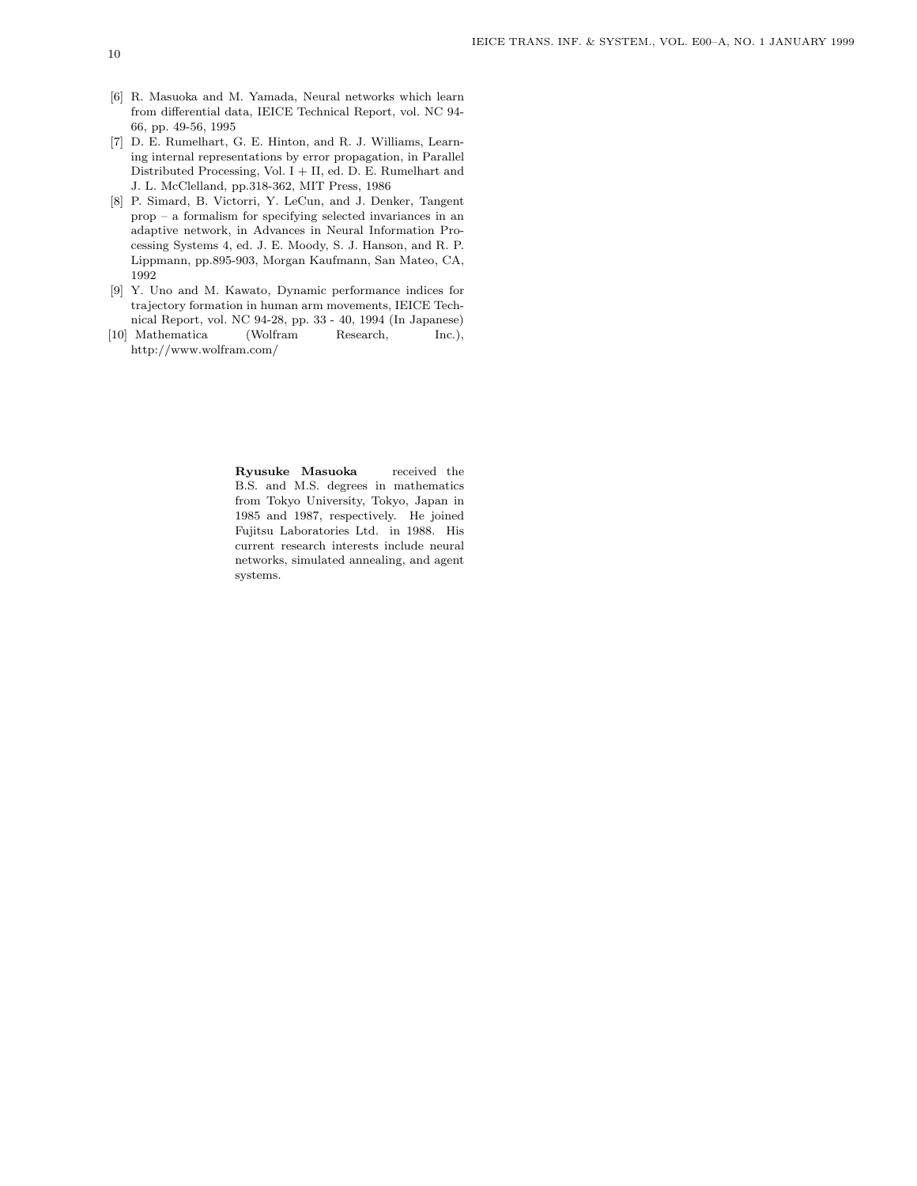[6] R. Masuoka and M. Yamada, Neural networks which learn from differential data, IEICE Technical Report, vol. NC 94-66, pp. 49-56, 1995

[7] D. E. Rumelhart, G. E. Hinton, and R. J. Williams, Learning internal representations by error propagation, in Parallel Distributed Processing, Vol. I + II, ed. D. E. Rumelhart and J. L. McClelland, pp.318-362, MIT Press, 1986

[8] P. Simard, B. Victorri, Y. LeCun, and J. Denker, Tangent prop – a formalism for specifying selected invariances in an adaptive network, in Advances in Neural Information Processing Systems 4, ed. J. E. Moody, S. J. Hanson, and R. P. Lippmann, pp.895-903, Morgan Kaufmann, San Mateo, CA, 1992

[9] Y. Uno and M. Kawato, Dynamic performance indices for trajectory formation in human arm movements, IEICE Technical Report, vol. NC 94-28, pp. 33 - 40, 1994 (In Japanese)

[10] Mathematica (Wolfram Research, Inc.), http://www.wolfram.com/

**Ryusuke Masuoka** received the B.S. and M.S. degrees in mathematics from Tokyo University, Tokyo, Japan in 1985 and 1987, respectively. He joined Fujitsu Laboratories Ltd. in 1988. His current research interests include neural networks, simulated annealing, and agent systems.